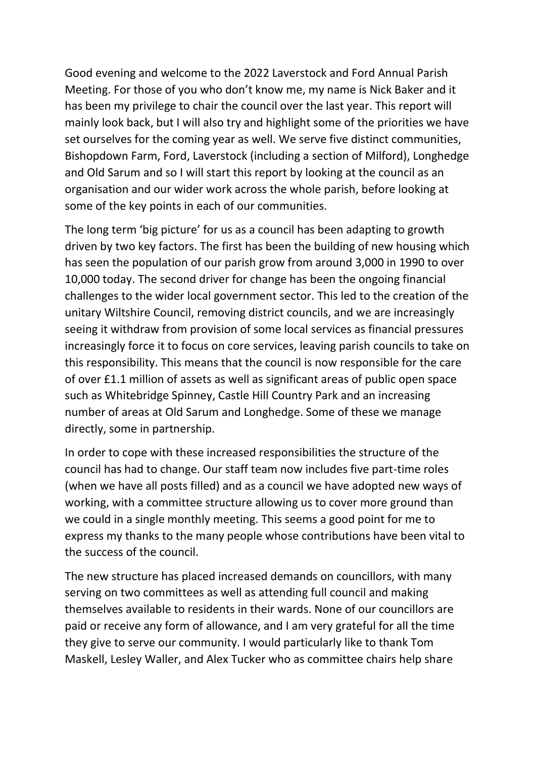Good evening and welcome to the 2022 Laverstock and Ford Annual Parish Meeting. For those of you who don't know me, my name is Nick Baker and it has been my privilege to chair the council over the last year. This report will mainly look back, but I will also try and highlight some of the priorities we have set ourselves for the coming year as well. We serve five distinct communities, Bishopdown Farm, Ford, Laverstock (including a section of Milford), Longhedge and Old Sarum and so I will start this report by looking at the council as an organisation and our wider work across the whole parish, before looking at some of the key points in each of our communities.

The long term 'big picture' for us as a council has been adapting to growth driven by two key factors. The first has been the building of new housing which has seen the population of our parish grow from around 3,000 in 1990 to over 10,000 today. The second driver for change has been the ongoing financial challenges to the wider local government sector. This led to the creation of the unitary Wiltshire Council, removing district councils, and we are increasingly seeing it withdraw from provision of some local services as financial pressures increasingly force it to focus on core services, leaving parish councils to take on this responsibility. This means that the council is now responsible for the care of over £1.1 million of assets as well as significant areas of public open space such as Whitebridge Spinney, Castle Hill Country Park and an increasing number of areas at Old Sarum and Longhedge. Some of these we manage directly, some in partnership.

In order to cope with these increased responsibilities the structure of the council has had to change. Our staff team now includes five part-time roles (when we have all posts filled) and as a council we have adopted new ways of working, with a committee structure allowing us to cover more ground than we could in a single monthly meeting. This seems a good point for me to express my thanks to the many people whose contributions have been vital to the success of the council.

The new structure has placed increased demands on councillors, with many serving on two committees as well as attending full council and making themselves available to residents in their wards. None of our councillors are paid or receive any form of allowance, and I am very grateful for all the time they give to serve our community. I would particularly like to thank Tom Maskell, Lesley Waller, and Alex Tucker who as committee chairs help share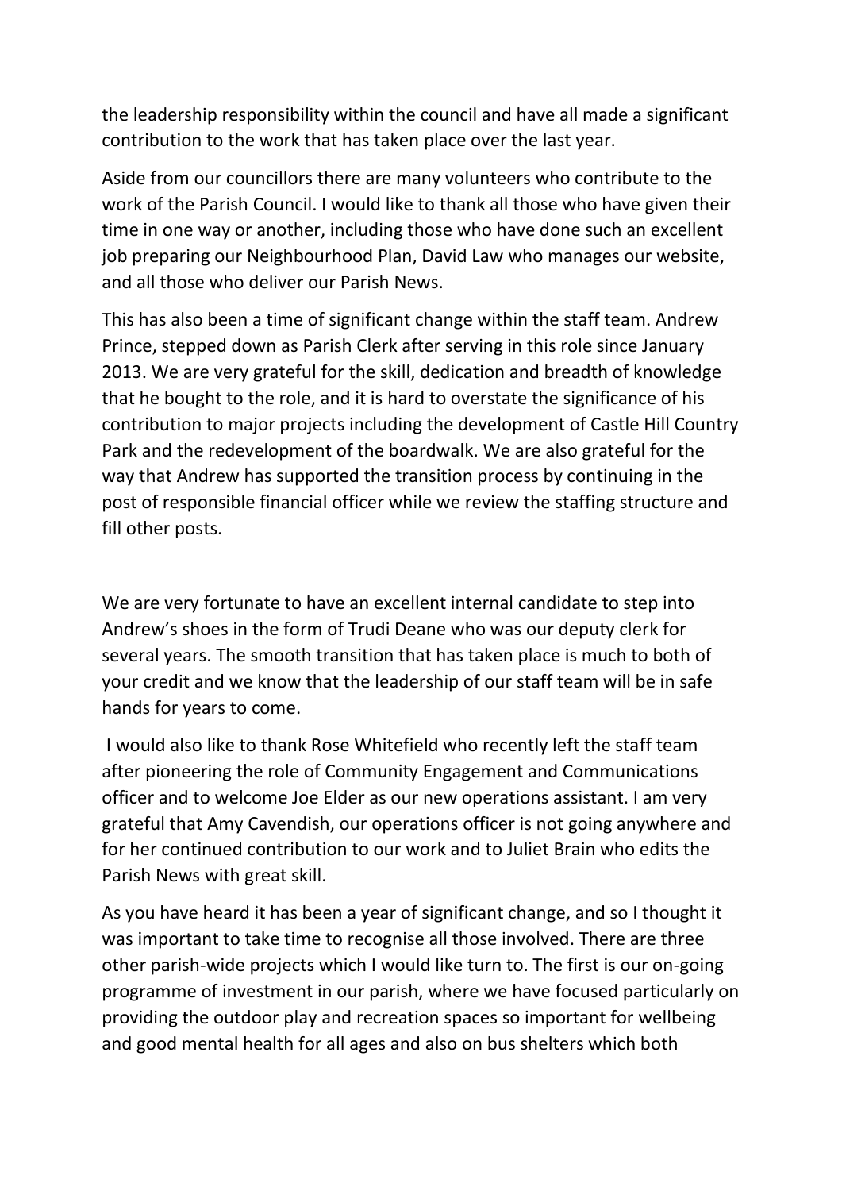the leadership responsibility within the council and have all made a significant contribution to the work that has taken place over the last year.

Aside from our councillors there are many volunteers who contribute to the work of the Parish Council. I would like to thank all those who have given their time in one way or another, including those who have done such an excellent job preparing our Neighbourhood Plan, David Law who manages our website, and all those who deliver our Parish News.

This has also been a time of significant change within the staff team. Andrew Prince, stepped down as Parish Clerk after serving in this role since January 2013. We are very grateful for the skill, dedication and breadth of knowledge that he bought to the role, and it is hard to overstate the significance of his contribution to major projects including the development of Castle Hill Country Park and the redevelopment of the boardwalk. We are also grateful for the way that Andrew has supported the transition process by continuing in the post of responsible financial officer while we review the staffing structure and fill other posts.

We are very fortunate to have an excellent internal candidate to step into Andrew's shoes in the form of Trudi Deane who was our deputy clerk for several years. The smooth transition that has taken place is much to both of your credit and we know that the leadership of our staff team will be in safe hands for years to come.

I would also like to thank Rose Whitefield who recently left the staff team after pioneering the role of Community Engagement and Communications officer and to welcome Joe Elder as our new operations assistant. I am very grateful that Amy Cavendish, our operations officer is not going anywhere and for her continued contribution to our work and to Juliet Brain who edits the Parish News with great skill.

As you have heard it has been a year of significant change, and so I thought it was important to take time to recognise all those involved. There are three other parish-wide projects which I would like turn to. The first is our on-going programme of investment in our parish, where we have focused particularly on providing the outdoor play and recreation spaces so important for wellbeing and good mental health for all ages and also on bus shelters which both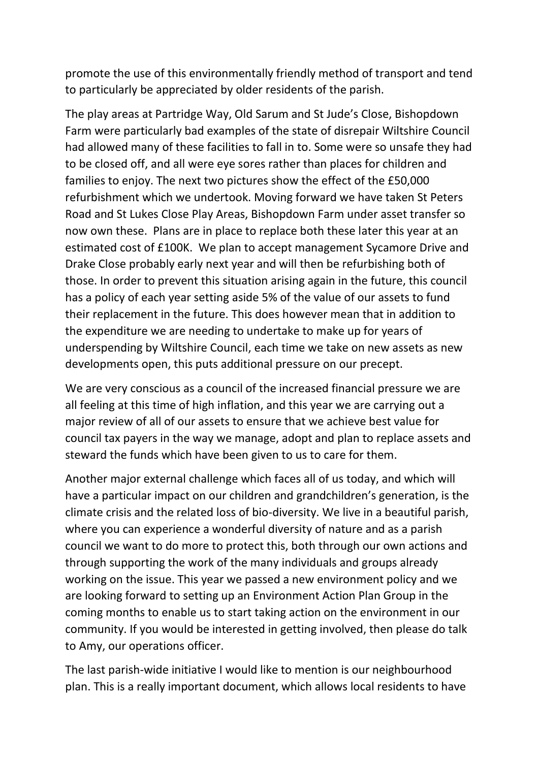promote the use of this environmentally friendly method of transport and tend to particularly be appreciated by older residents of the parish.

The play areas at Partridge Way, Old Sarum and St Jude's Close, Bishopdown Farm were particularly bad examples of the state of disrepair Wiltshire Council had allowed many of these facilities to fall in to. Some were so unsafe they had to be closed off, and all were eye sores rather than places for children and families to enjoy. The next two pictures show the effect of the £50,000 refurbishment which we undertook. Moving forward we have taken St Peters Road and St Lukes Close Play Areas, Bishopdown Farm under asset transfer so now own these. Plans are in place to replace both these later this year at an estimated cost of £100K. We plan to accept management Sycamore Drive and Drake Close probably early next year and will then be refurbishing both of those. In order to prevent this situation arising again in the future, this council has a policy of each year setting aside 5% of the value of our assets to fund their replacement in the future. This does however mean that in addition to the expenditure we are needing to undertake to make up for years of underspending by Wiltshire Council, each time we take on new assets as new developments open, this puts additional pressure on our precept.

We are very conscious as a council of the increased financial pressure we are all feeling at this time of high inflation, and this year we are carrying out a major review of all of our assets to ensure that we achieve best value for council tax payers in the way we manage, adopt and plan to replace assets and steward the funds which have been given to us to care for them.

Another major external challenge which faces all of us today, and which will have a particular impact on our children and grandchildren's generation, is the climate crisis and the related loss of bio-diversity. We live in a beautiful parish, where you can experience a wonderful diversity of nature and as a parish council we want to do more to protect this, both through our own actions and through supporting the work of the many individuals and groups already working on the issue. This year we passed a new environment policy and we are looking forward to setting up an Environment Action Plan Group in the coming months to enable us to start taking action on the environment in our community. If you would be interested in getting involved, then please do talk to Amy, our operations officer.

The last parish-wide initiative I would like to mention is our neighbourhood plan. This is a really important document, which allows local residents to have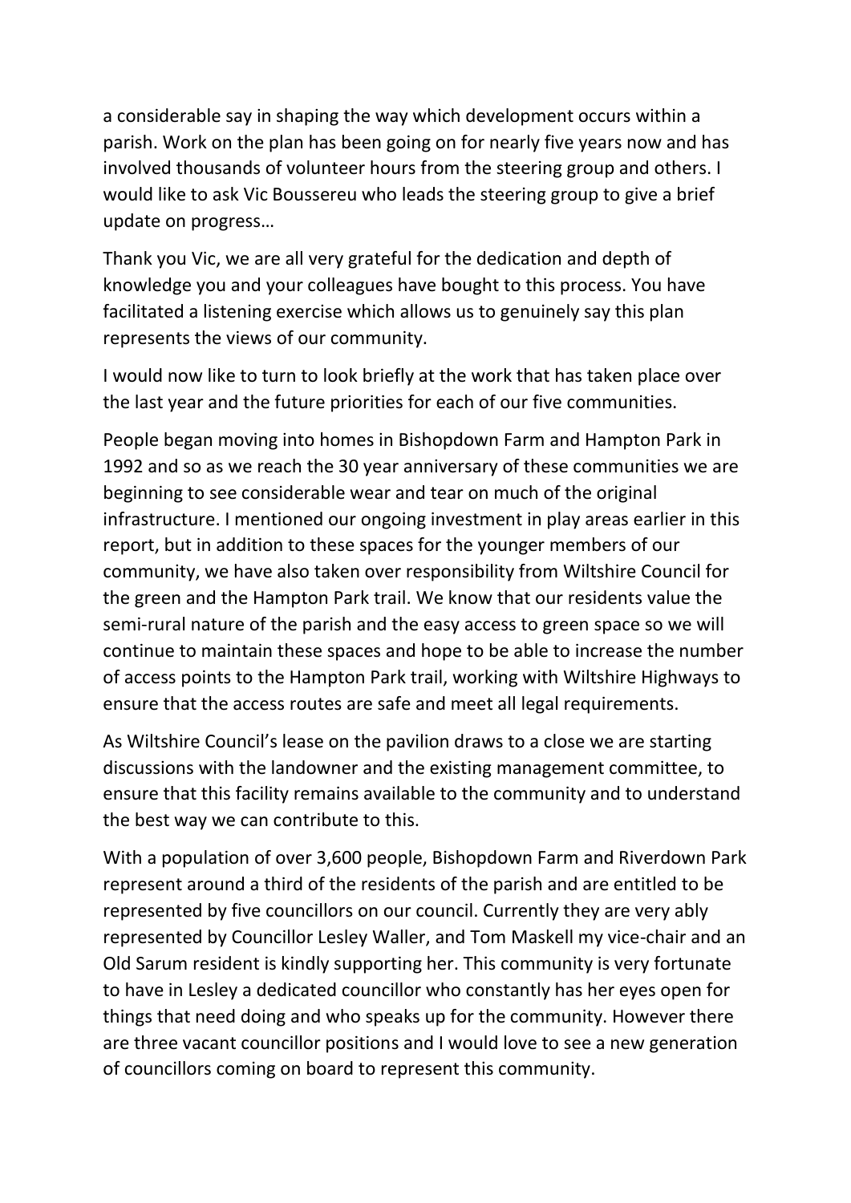a considerable say in shaping the way which development occurs within a parish. Work on the plan has been going on for nearly five years now and has involved thousands of volunteer hours from the steering group and others. I would like to ask Vic Boussereu who leads the steering group to give a brief update on progress…

Thank you Vic, we are all very grateful for the dedication and depth of knowledge you and your colleagues have bought to this process. You have facilitated a listening exercise which allows us to genuinely say this plan represents the views of our community.

I would now like to turn to look briefly at the work that has taken place over the last year and the future priorities for each of our five communities.

People began moving into homes in Bishopdown Farm and Hampton Park in 1992 and so as we reach the 30 year anniversary of these communities we are beginning to see considerable wear and tear on much of the original infrastructure. I mentioned our ongoing investment in play areas earlier in this report, but in addition to these spaces for the younger members of our community, we have also taken over responsibility from Wiltshire Council for the green and the Hampton Park trail. We know that our residents value the semi-rural nature of the parish and the easy access to green space so we will continue to maintain these spaces and hope to be able to increase the number of access points to the Hampton Park trail, working with Wiltshire Highways to ensure that the access routes are safe and meet all legal requirements.

As Wiltshire Council's lease on the pavilion draws to a close we are starting discussions with the landowner and the existing management committee, to ensure that this facility remains available to the community and to understand the best way we can contribute to this.

With a population of over 3,600 people, Bishopdown Farm and Riverdown Park represent around a third of the residents of the parish and are entitled to be represented by five councillors on our council. Currently they are very ably represented by Councillor Lesley Waller, and Tom Maskell my vice-chair and an Old Sarum resident is kindly supporting her. This community is very fortunate to have in Lesley a dedicated councillor who constantly has her eyes open for things that need doing and who speaks up for the community. However there are three vacant councillor positions and I would love to see a new generation of councillors coming on board to represent this community.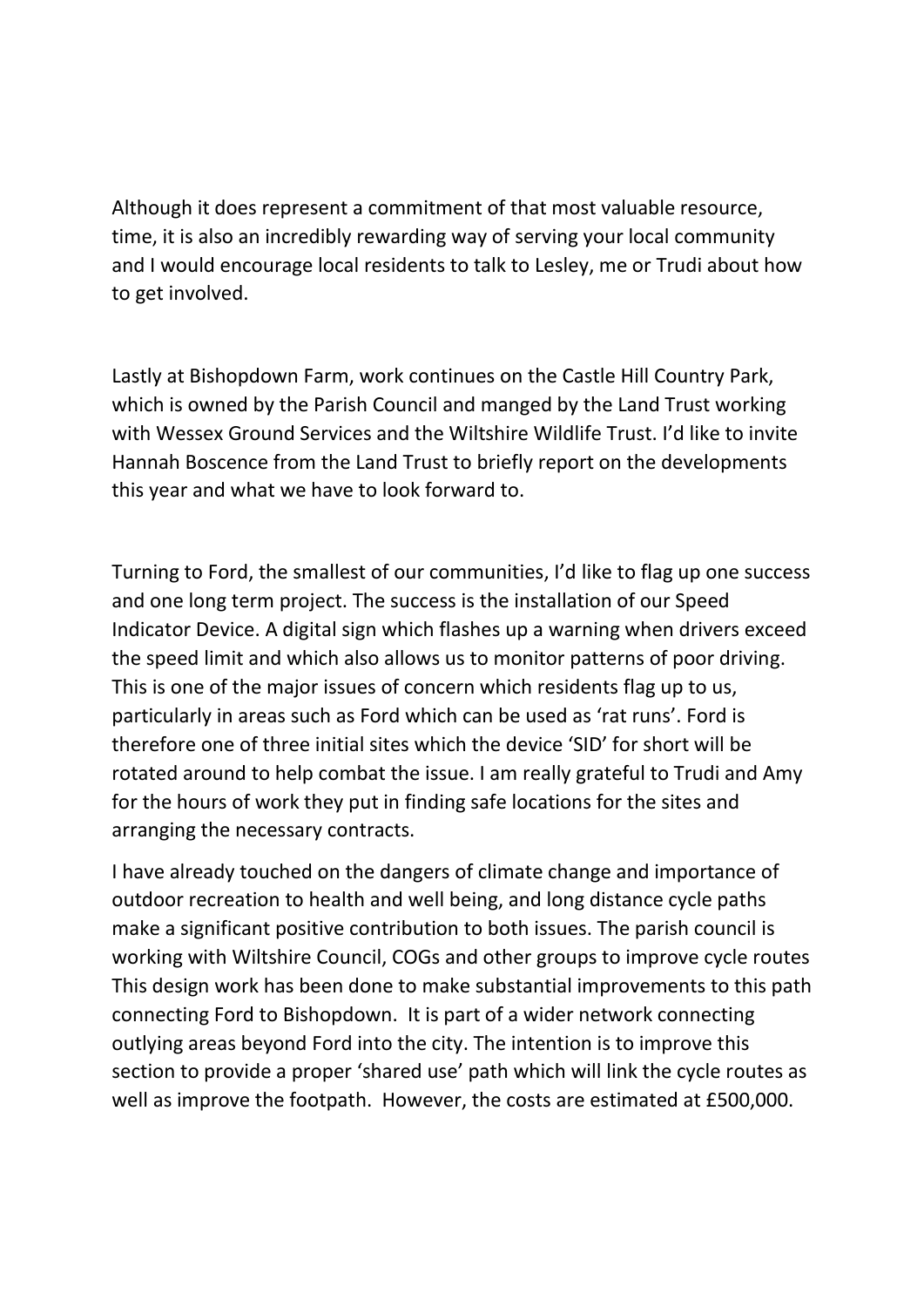Although it does represent a commitment of that most valuable resource, time, it is also an incredibly rewarding way of serving your local community and I would encourage local residents to talk to Lesley, me or Trudi about how to get involved.

Lastly at Bishopdown Farm, work continues on the Castle Hill Country Park, which is owned by the Parish Council and manged by the Land Trust working with Wessex Ground Services and the Wiltshire Wildlife Trust. I'd like to invite Hannah Boscence from the Land Trust to briefly report on the developments this year and what we have to look forward to.

Turning to Ford, the smallest of our communities, I'd like to flag up one success and one long term project. The success is the installation of our Speed Indicator Device. A digital sign which flashes up a warning when drivers exceed the speed limit and which also allows us to monitor patterns of poor driving. This is one of the major issues of concern which residents flag up to us, particularly in areas such as Ford which can be used as 'rat runs'. Ford is therefore one of three initial sites which the device 'SID' for short will be rotated around to help combat the issue. I am really grateful to Trudi and Amy for the hours of work they put in finding safe locations for the sites and arranging the necessary contracts.

I have already touched on the dangers of climate change and importance of outdoor recreation to health and well being, and long distance cycle paths make a significant positive contribution to both issues. The parish council is working with Wiltshire Council, COGs and other groups to improve cycle routes This design work has been done to make substantial improvements to this path connecting Ford to Bishopdown. It is part of a wider network connecting outlying areas beyond Ford into the city. The intention is to improve this section to provide a proper 'shared use' path which will link the cycle routes as well as improve the footpath. However, the costs are estimated at £500,000.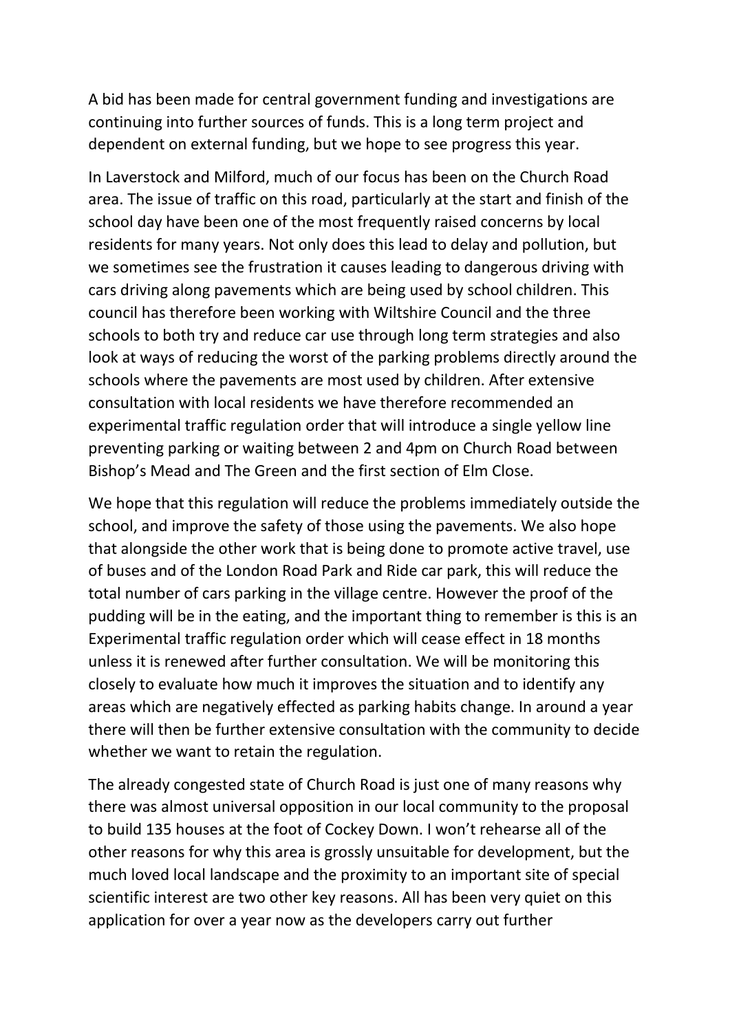A bid has been made for central government funding and investigations are continuing into further sources of funds. This is a long term project and dependent on external funding, but we hope to see progress this year.

In Laverstock and Milford, much of our focus has been on the Church Road area. The issue of traffic on this road, particularly at the start and finish of the school day have been one of the most frequently raised concerns by local residents for many years. Not only does this lead to delay and pollution, but we sometimes see the frustration it causes leading to dangerous driving with cars driving along pavements which are being used by school children. This council has therefore been working with Wiltshire Council and the three schools to both try and reduce car use through long term strategies and also look at ways of reducing the worst of the parking problems directly around the schools where the pavements are most used by children. After extensive consultation with local residents we have therefore recommended an experimental traffic regulation order that will introduce a single yellow line preventing parking or waiting between 2 and 4pm on Church Road between Bishop's Mead and The Green and the first section of Elm Close.

We hope that this regulation will reduce the problems immediately outside the school, and improve the safety of those using the pavements. We also hope that alongside the other work that is being done to promote active travel, use of buses and of the London Road Park and Ride car park, this will reduce the total number of cars parking in the village centre. However the proof of the pudding will be in the eating, and the important thing to remember is this is an Experimental traffic regulation order which will cease effect in 18 months unless it is renewed after further consultation. We will be monitoring this closely to evaluate how much it improves the situation and to identify any areas which are negatively effected as parking habits change. In around a year there will then be further extensive consultation with the community to decide whether we want to retain the regulation.

The already congested state of Church Road is just one of many reasons why there was almost universal opposition in our local community to the proposal to build 135 houses at the foot of Cockey Down. I won't rehearse all of the other reasons for why this area is grossly unsuitable for development, but the much loved local landscape and the proximity to an important site of special scientific interest are two other key reasons. All has been very quiet on this application for over a year now as the developers carry out further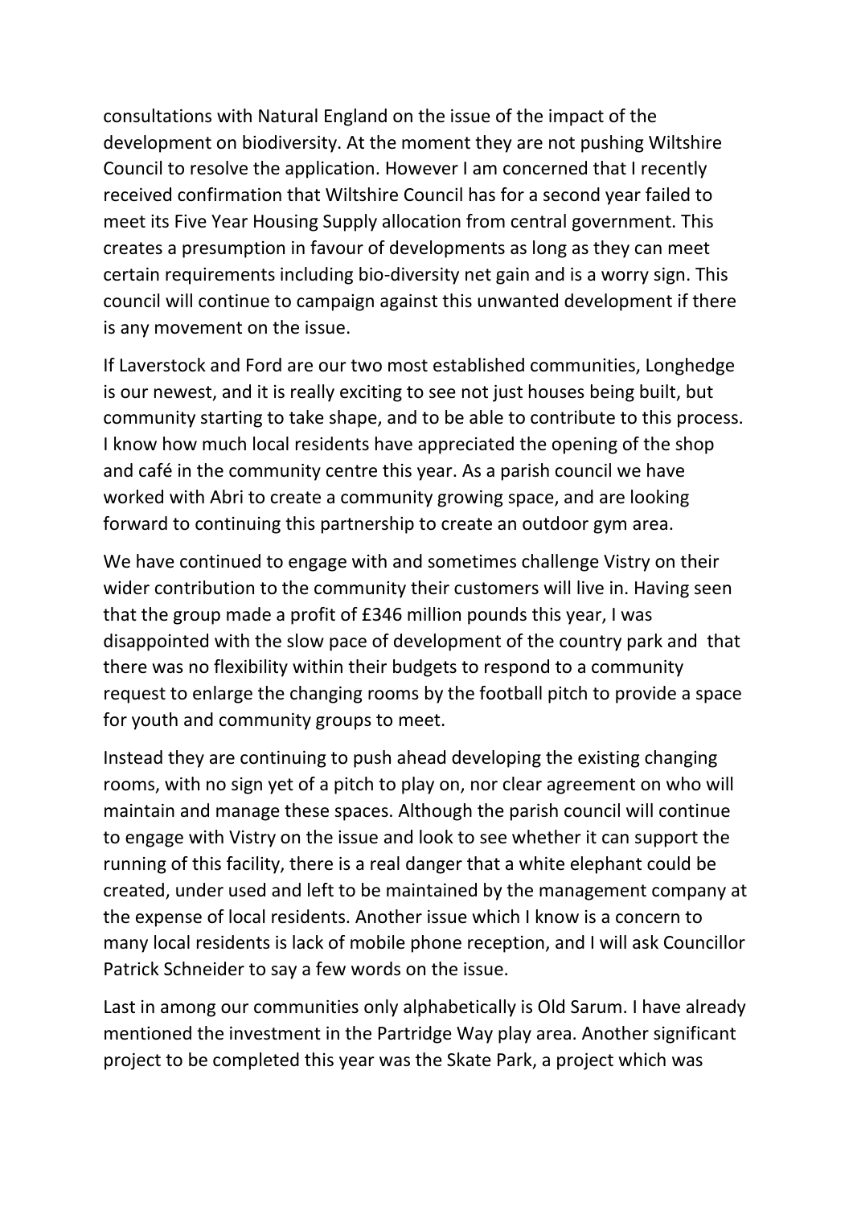consultations with Natural England on the issue of the impact of the development on biodiversity. At the moment they are not pushing Wiltshire Council to resolve the application. However I am concerned that I recently received confirmation that Wiltshire Council has for a second year failed to meet its Five Year Housing Supply allocation from central government. This creates a presumption in favour of developments as long as they can meet certain requirements including bio-diversity net gain and is a worry sign. This council will continue to campaign against this unwanted development if there is any movement on the issue.

If Laverstock and Ford are our two most established communities, Longhedge is our newest, and it is really exciting to see not just houses being built, but community starting to take shape, and to be able to contribute to this process. I know how much local residents have appreciated the opening of the shop and café in the community centre this year. As a parish council we have worked with Abri to create a community growing space, and are looking forward to continuing this partnership to create an outdoor gym area.

We have continued to engage with and sometimes challenge Vistry on their wider contribution to the community their customers will live in. Having seen that the group made a profit of £346 million pounds this year, I was disappointed with the slow pace of development of the country park and that there was no flexibility within their budgets to respond to a community request to enlarge the changing rooms by the football pitch to provide a space for youth and community groups to meet.

Instead they are continuing to push ahead developing the existing changing rooms, with no sign yet of a pitch to play on, nor clear agreement on who will maintain and manage these spaces. Although the parish council will continue to engage with Vistry on the issue and look to see whether it can support the running of this facility, there is a real danger that a white elephant could be created, under used and left to be maintained by the management company at the expense of local residents. Another issue which I know is a concern to many local residents is lack of mobile phone reception, and I will ask Councillor Patrick Schneider to say a few words on the issue.

Last in among our communities only alphabetically is Old Sarum. I have already mentioned the investment in the Partridge Way play area. Another significant project to be completed this year was the Skate Park, a project which was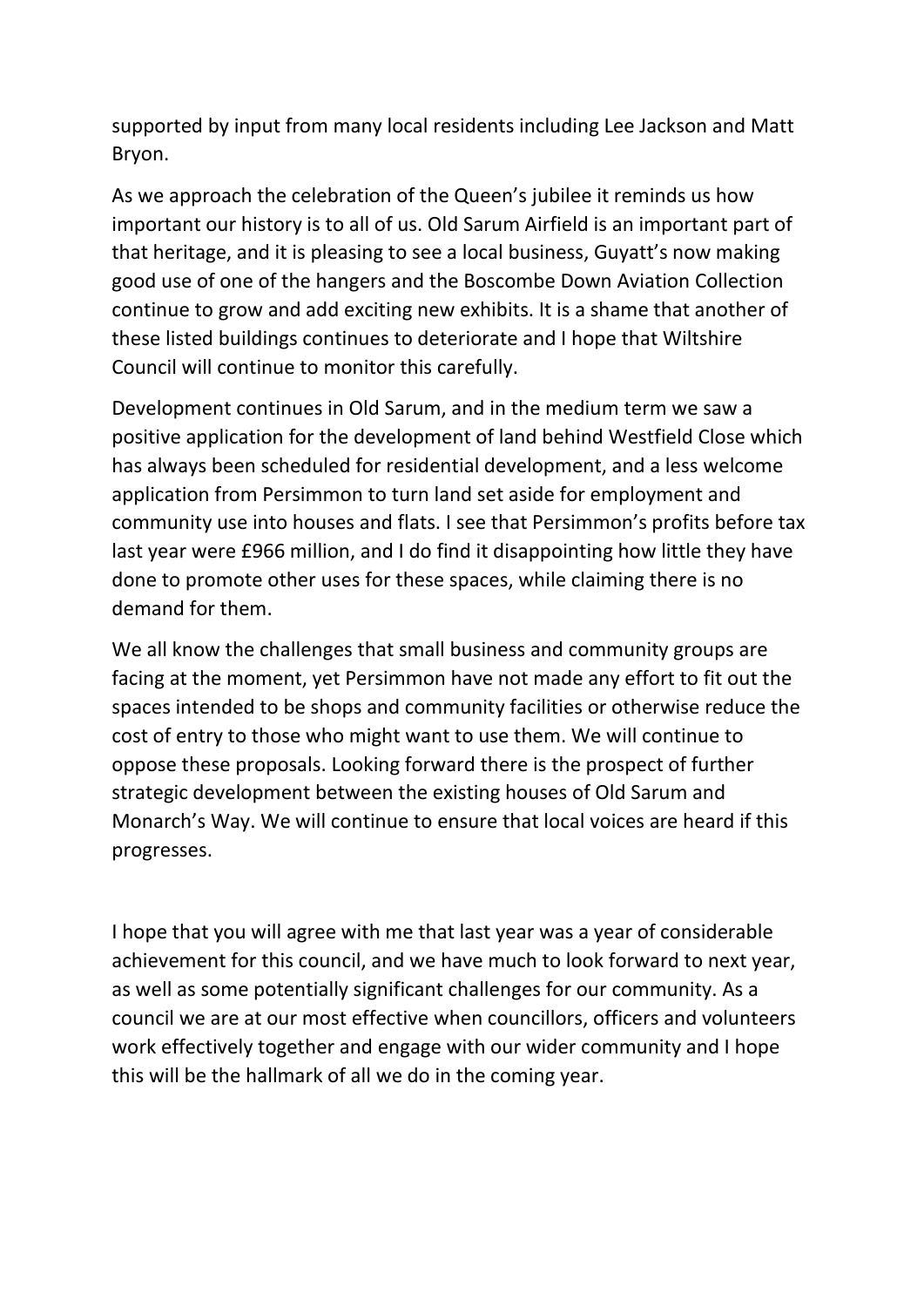supported by input from many local residents including Lee Jackson and Matt Bryon.

As we approach the celebration of the Queen's jubilee it reminds us how important our history is to all of us. Old Sarum Airfield is an important part of that heritage, and it is pleasing to see a local business, Guyatt's now making good use of one of the hangers and the Boscombe Down Aviation Collection continue to grow and add exciting new exhibits. It is a shame that another of these listed buildings continues to deteriorate and I hope that Wiltshire Council will continue to monitor this carefully.

Development continues in Old Sarum, and in the medium term we saw a positive application for the development of land behind Westfield Close which has always been scheduled for residential development, and a less welcome application from Persimmon to turn land set aside for employment and community use into houses and flats. I see that Persimmon's profits before tax last year were £966 million, and I do find it disappointing how little they have done to promote other uses for these spaces, while claiming there is no demand for them.

We all know the challenges that small business and community groups are facing at the moment, yet Persimmon have not made any effort to fit out the spaces intended to be shops and community facilities or otherwise reduce the cost of entry to those who might want to use them. We will continue to oppose these proposals. Looking forward there is the prospect of further strategic development between the existing houses of Old Sarum and Monarch's Way. We will continue to ensure that local voices are heard if this progresses.

I hope that you will agree with me that last year was a year of considerable achievement for this council, and we have much to look forward to next year, as well as some potentially significant challenges for our community. As a council we are at our most effective when councillors, officers and volunteers work effectively together and engage with our wider community and I hope this will be the hallmark of all we do in the coming year.